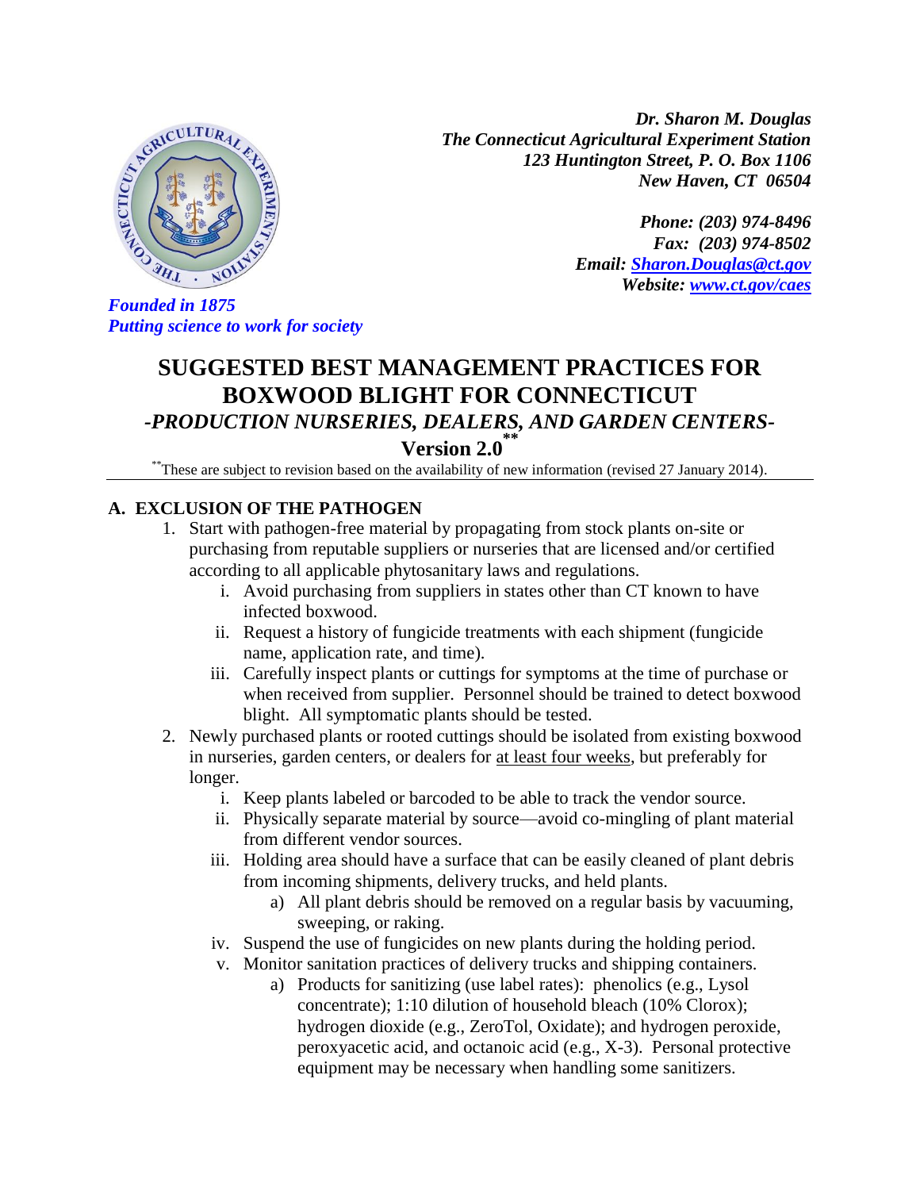*Dr. Sharon M. Douglas*
*The Connecticut Agricultural Experiment Station*
*123 Huntington Street, P. O. Box 1106*
*New Haven, CT 06504*

*Phone: (203) 974-8496*
*Fax: (203) 974-8502*
*Email: [Sharon.Douglas@ct.gov](mailto:Sharon.Douglas@ct.gov)*
*Website: [www.ct.gov/caes](http://www.ct.gov/caes)*

*Founded in 1875*
*Putting science to work for society*

# SUGGESTED BEST MANAGEMENT PRACTICES FOR BOXWOOD BLIGHT FOR CONNECTICUT

## *-PRODUCTION NURSERIES, DEALERS, AND GARDEN CENTERS-*

## Version 2.0**

**These are subject to revision based on the availability of new information (revised 27 January 2014).

---

### A. EXCLUSION OF THE PATHOGEN

1. Start with pathogen-free material by propagating from stock plants on-site or purchasing from reputable suppliers or nurseries that are licensed and/or certified according to all applicable phytosanitary laws and regulations.
    - i. Avoid purchasing from suppliers in states other than CT known to have infected boxwood.
    - ii. Request a history of fungicide treatments with each shipment (fungicide name, application rate, and time).
    - iii. Carefully inspect plants or cuttings for symptoms at the time of purchase or when received from supplier. Personnel should be trained to detect boxwood blight. All symptomatic plants should be tested.
2. Newly purchased plants or rooted cuttings should be isolated from existing boxwood in nurseries, garden centers, or dealers for <u>at least four weeks</u>, but preferably for longer.
    - i. Keep plants labeled or barcoded to be able to track the vendor source.
    - ii. Physically separate material by source—avoid co-mingling of plant material from different vendor sources.
    - iii. Holding area should have a surface that can be easily cleaned of plant debris from incoming shipments, delivery trucks, and held plants.
        - a) All plant debris should be removed on a regular basis by vacuuming, sweeping, or raking.
    - iv. Suspend the use of fungicides on new plants during the holding period.
    - v. Monitor sanitation practices of delivery trucks and shipping containers.
        - a) Products for sanitizing (use label rates): phenolics (e.g., Lysol concentrate); 1:10 dilution of household bleach (10% Clorox); hydrogen dioxide (e.g., ZeroTol, Oxidate); and hydrogen peroxide, peroxyacetic acid, and octanoic acid (e.g., X-3). Personal protective equipment may be necessary when handling some sanitizers.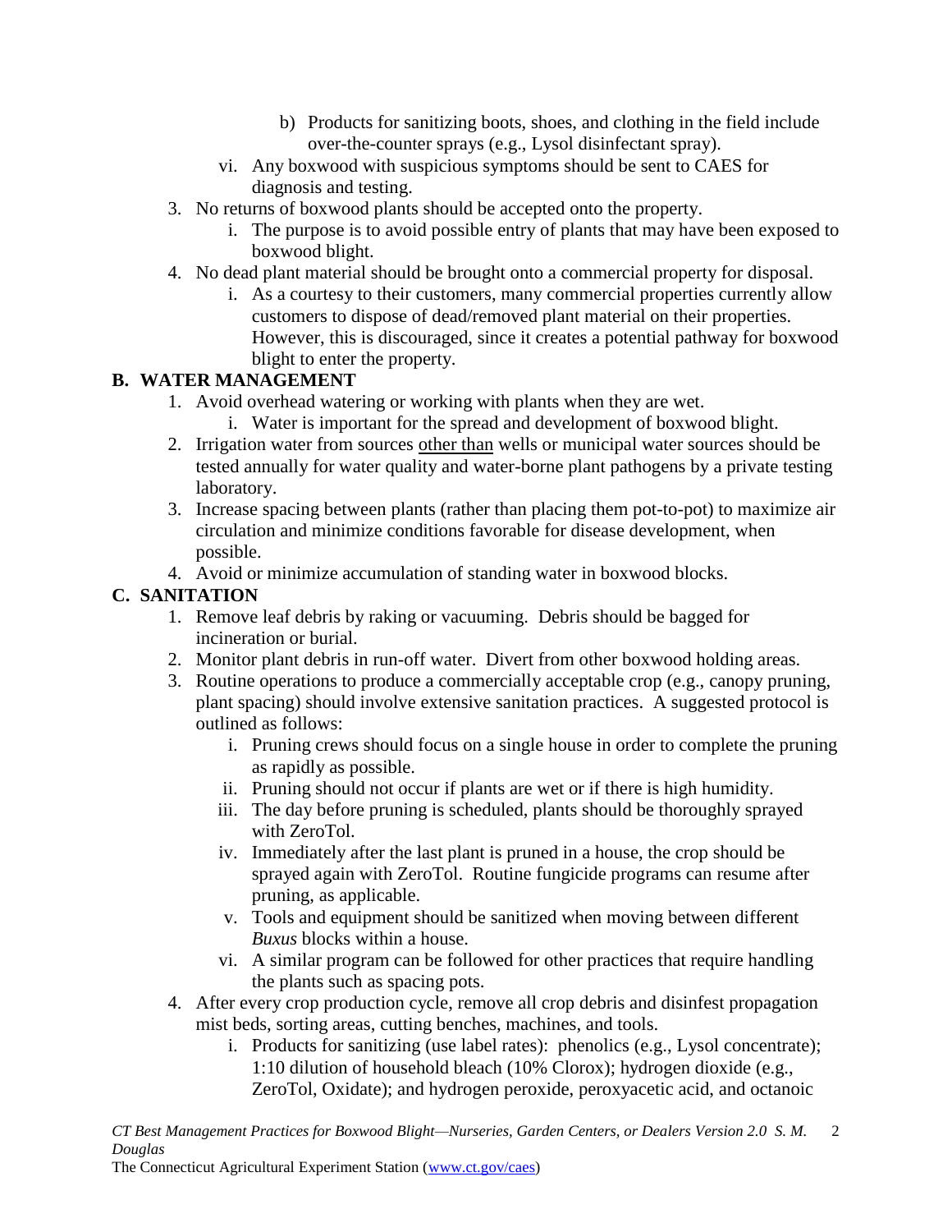b) Products for sanitizing boots, shoes, and clothing in the field include over-the-counter sprays (e.g., Lysol disinfectant spray).

   vi. Any boxwood with suspicious symptoms should be sent to CAES for diagnosis and testing.

3. No returns of boxwood plants should be accepted onto the property.
   i. The purpose is to avoid possible entry of plants that may have been exposed to boxwood blight.
4. No dead plant material should be brought onto a commercial property for disposal.
   i. As a courtesy to their customers, many commercial properties currently allow customers to dispose of dead/removed plant material on their properties. However, this is discouraged, since it creates a potential pathway for boxwood blight to enter the property.

## B. WATER MANAGEMENT

1. Avoid overhead watering or working with plants when they are wet.
   i. Water is important for the spread and development of boxwood blight.
2. Irrigation water from sources <u>other than</u> wells or municipal water sources should be tested annually for water quality and water-borne plant pathogens by a private testing laboratory.
3. Increase spacing between plants (rather than placing them pot-to-pot) to maximize air circulation and minimize conditions favorable for disease development, when possible.
4. Avoid or minimize accumulation of standing water in boxwood blocks.

## C. SANITATION

1. Remove leaf debris by raking or vacuuming. Debris should be bagged for incineration or burial.
2. Monitor plant debris in run-off water. Divert from other boxwood holding areas.
3. Routine operations to produce a commercially acceptable crop (e.g., canopy pruning, plant spacing) should involve extensive sanitation practices. A suggested protocol is outlined as follows:
   i. Pruning crews should focus on a single house in order to complete the pruning as rapidly as possible.
   ii. Pruning should not occur if plants are wet or if there is high humidity.
   iii. The day before pruning is scheduled, plants should be thoroughly sprayed with ZeroTol.
   iv. Immediately after the last plant is pruned in a house, the crop should be sprayed again with ZeroTol. Routine fungicide programs can resume after pruning, as applicable.
   v. Tools and equipment should be sanitized when moving between different *Buxus* blocks within a house.
   vi. A similar program can be followed for other practices that require handling the plants such as spacing pots.
4. After every crop production cycle, remove all crop debris and disinfest propagation mist beds, sorting areas, cutting benches, machines, and tools.
   i. Products for sanitizing (use label rates): phenolics (e.g., Lysol concentrate); 1:10 dilution of household bleach (10% Clorox); hydrogen dioxide (e.g., ZeroTol, Oxidate); and hydrogen peroxide, peroxyacetic acid, and octanoic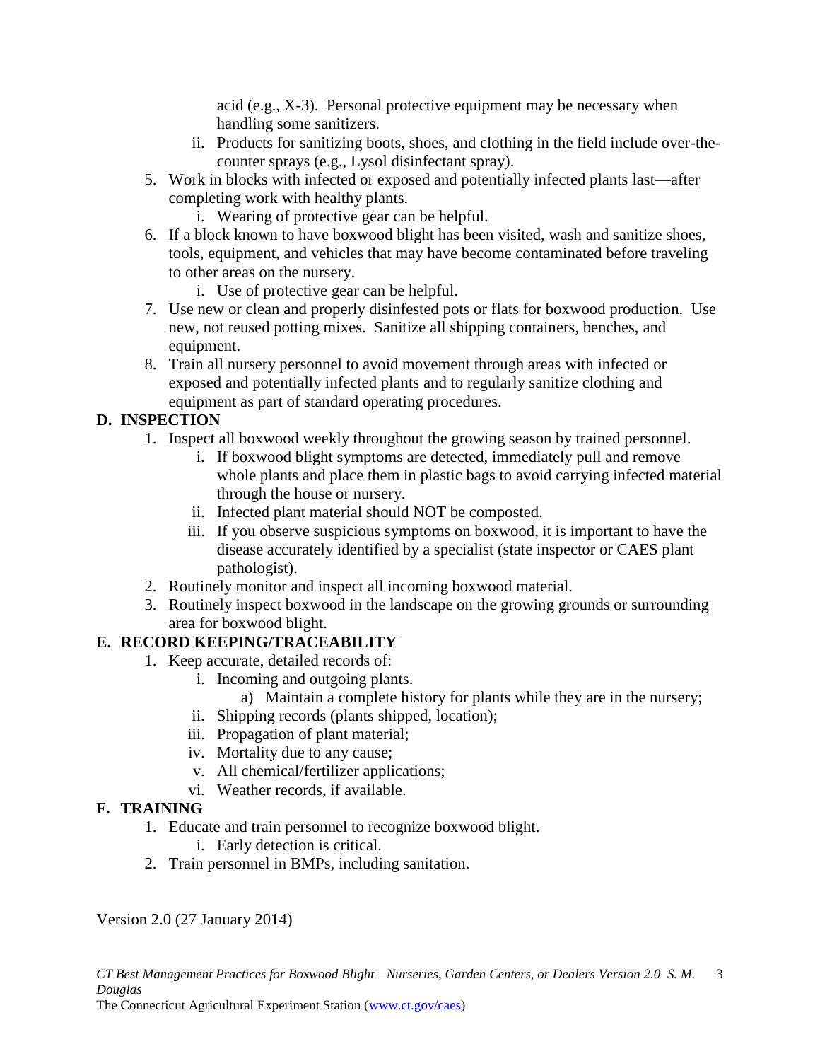acid (e.g., X-3). Personal protective equipment may be necessary when handling some sanitizers.

   ii. Products for sanitizing boots, shoes, and clothing in the field include over-the-counter sprays (e.g., Lysol disinfectant spray).

5. Work in blocks with infected or exposed and potentially infected plants <u>last—after</u> completing work with healthy plants.
   i. Wearing of protective gear can be helpful.
6. If a block known to have boxwood blight has been visited, wash and sanitize shoes, tools, equipment, and vehicles that may have become contaminated before traveling to other areas on the nursery.
   i. Use of protective gear can be helpful.
7. Use new or clean and properly disinfested pots or flats for boxwood production. Use new, not reused potting mixes. Sanitize all shipping containers, benches, and equipment.
8. Train all nursery personnel to avoid movement through areas with infected or exposed and potentially infected plants and to regularly sanitize clothing and equipment as part of standard operating procedures.

**D. INSPECTION**

1. Inspect all boxwood weekly throughout the growing season by trained personnel.
   i. If boxwood blight symptoms are detected, immediately pull and remove whole plants and place them in plastic bags to avoid carrying infected material through the house or nursery.
   ii. Infected plant material should NOT be composted.
   iii. If you observe suspicious symptoms on boxwood, it is important to have the disease accurately identified by a specialist (state inspector or CAES plant pathologist).
2. Routinely monitor and inspect all incoming boxwood material.
3. Routinely inspect boxwood in the landscape on the growing grounds or surrounding area for boxwood blight.

**E. RECORD KEEPING/TRACEABILITY**

1. Keep accurate, detailed records of:
   i. Incoming and outgoing plants.
      a) Maintain a complete history for plants while they are in the nursery;
   ii. Shipping records (plants shipped, location);
   iii. Propagation of plant material;
   iv. Mortality due to any cause;
   v. All chemical/fertilizer applications;
   vi. Weather records, if available.

**F. TRAINING**

1. Educate and train personnel to recognize boxwood blight.
   i. Early detection is critical.
2. Train personnel in BMPs, including sanitation.

Version 2.0 (27 January 2014)